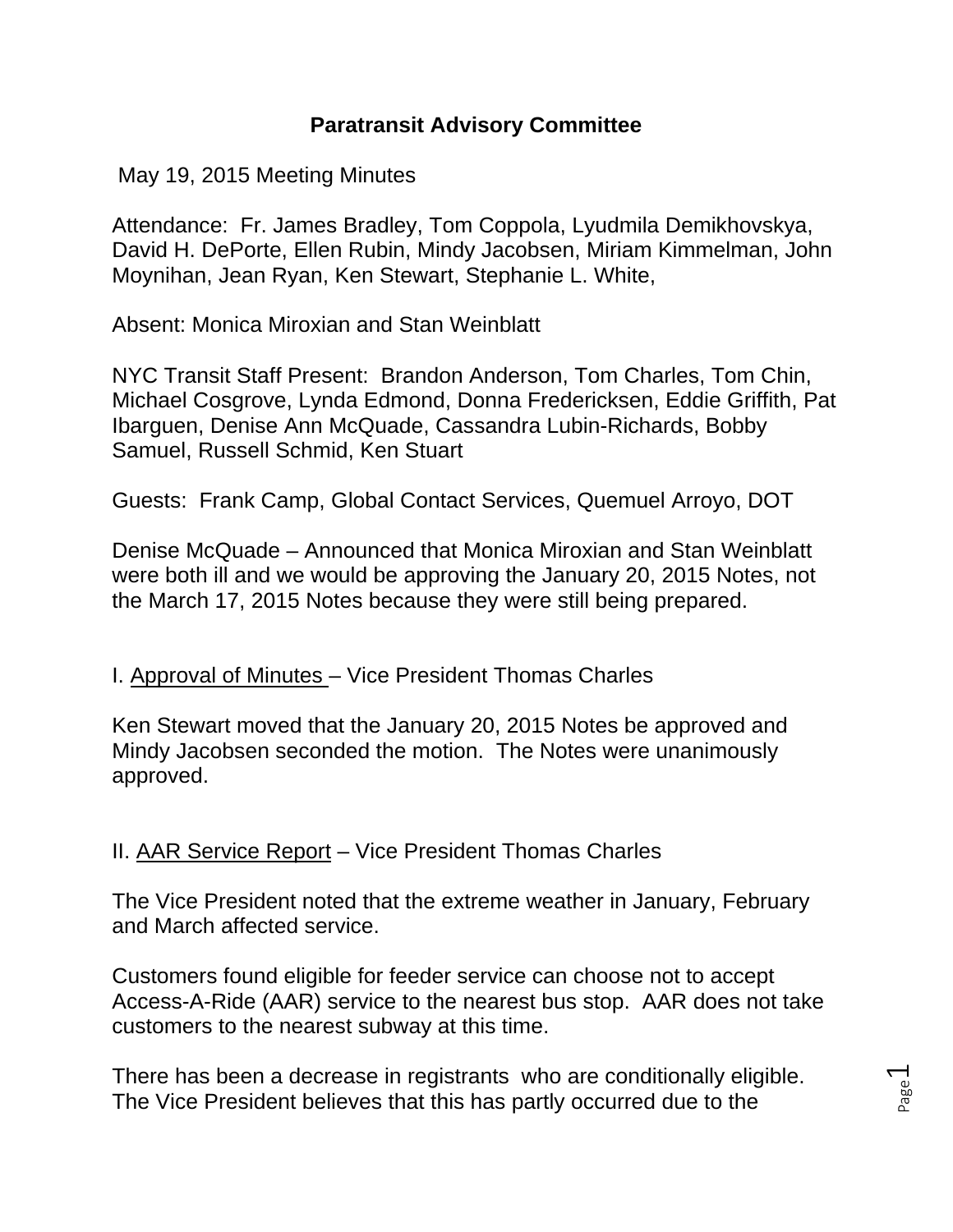# Paratransit Advisory Committee

May 19, 2015 Meeting Minutes

Attendance: Fr. James Bradley, Tom Coppola, Lyudmila Demikhovskya, David H. DePorte, Ellen Rubin, Mindy Jacobsen, Miriam Kimmelman, John Moynihan, Jean Ryan, Ken Stewart, Stephanie L. White,

Absent: Monica Miroxian and Stan Weinblatt

NYC Transit Staff Present: Brandon Anderson, Tom Charles, Tom Chin, Michael Cosgrove, Lynda Edmond, Donna Fredericksen, Eddie Griffith, Pat Ibarguen, Denise Ann McQuade, Cassandra Lubin-Richards, Bobby Samuel, Russell Schmid, Ken Stuart

Guests: Frank Camp, Global Contact Services, Quemuel Arroyo, DOT

Denise McQuade – Announced that Monica Miroxian and Stan Weinblatt were both ill and we would be approving the January 20, 2015 Notes, not the March 17, 2015 Notes because they were still being prepared.

I. Approval of Minutes – Vice President Thomas Charles

Ken Stewart moved that the January 20, 2015 Notes be approved and Mindy Jacobsen seconded the motion. The Notes were unanimously approved.

II. AAR Service Report – Vice President Thomas Charles

The Vice President noted that the extreme weather in January, February and March affected service.

Customers found eligible for feeder service can choose not to accept Access-A-Ride (AAR) service to the nearest bus stop. AAR does not take customers to the nearest subway at this time.

There has been a decrease in registrants who are conditionally eligible. The Vice President believes that this has partly occurred due to the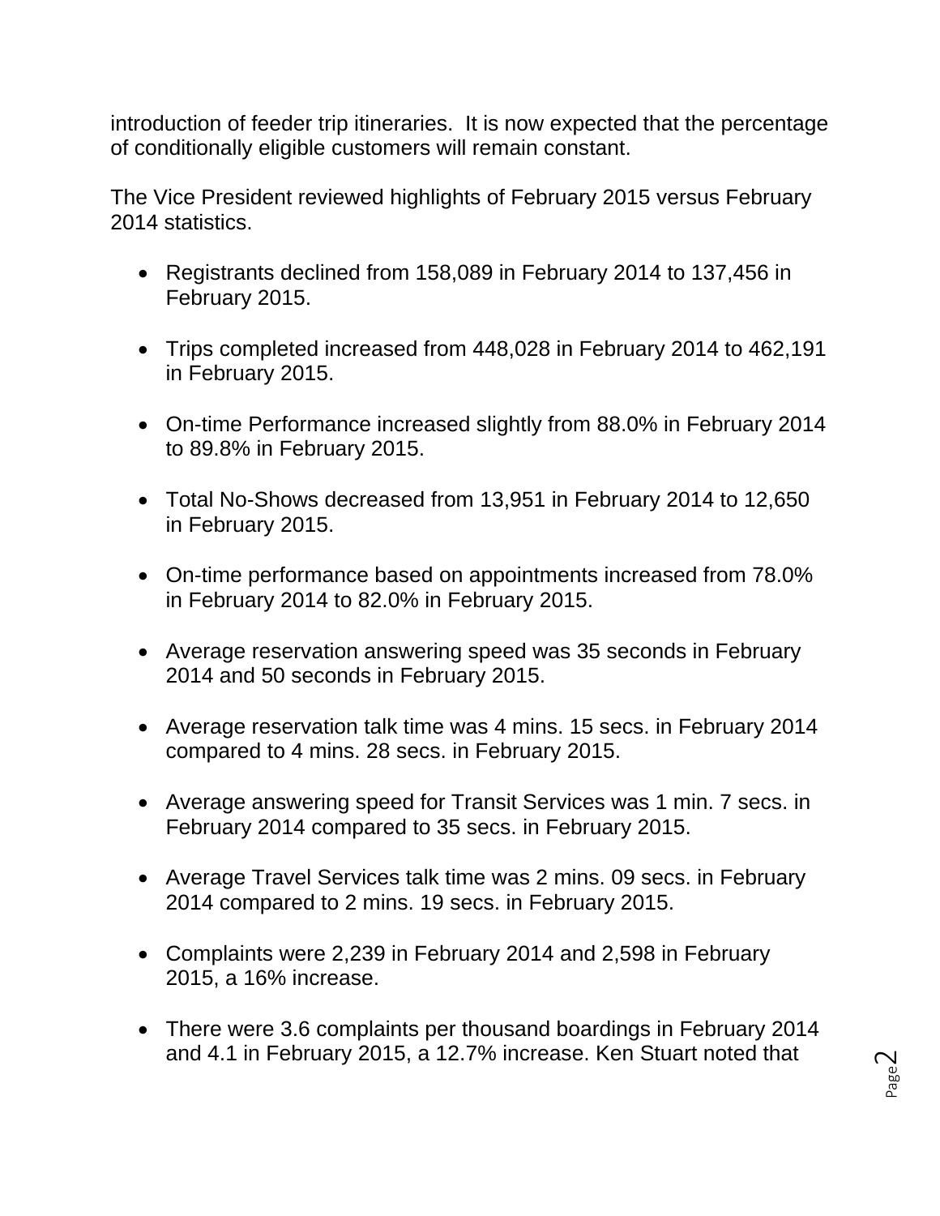introduction of feeder trip itineraries. It is now expected that the percentage of conditionally eligible customers will remain constant.

The Vice President reviewed highlights of February 2015 versus February 2014 statistics.

- Registrants declined from 158,089 in February 2014 to 137,456 in February 2015.
- Trips completed increased from 448,028 in February 2014 to 462,191 in February 2015.
- On-time Performance increased slightly from 88.0% in February 2014 to 89.8% in February 2015.
- Total No-Shows decreased from 13,951 in February 2014 to 12,650 in February 2015.
- On-time performance based on appointments increased from 78.0% in February 2014 to 82.0% in February 2015.
- Average reservation answering speed was 35 seconds in February 2014 and 50 seconds in February 2015.
- Average reservation talk time was 4 mins. 15 secs. in February 2014 compared to 4 mins. 28 secs. in February 2015.
- Average answering speed for Transit Services was 1 min. 7 secs. in February 2014 compared to 35 secs. in February 2015.
- Average Travel Services talk time was 2 mins. 09 secs. in February 2014 compared to 2 mins. 19 secs. in February 2015.
- Complaints were 2,239 in February 2014 and 2,598 in February 2015, a 16% increase.
- There were 3.6 complaints per thousand boardings in February 2014 and 4.1 in February 2015, a 12.7% increase. Ken Stuart noted that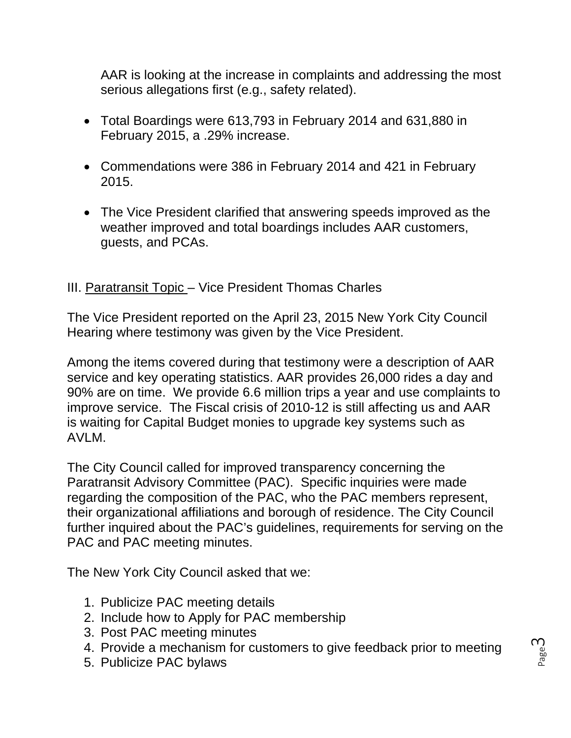AAR is looking at the increase in complaints and addressing the most serious allegations first (e.g., safety related).

- Total Boardings were 613,793 in February 2014 and 631,880 in February 2015, a .29% increase.

- Commendations were 386 in February 2014 and 421 in February 2015.

- The Vice President clarified that answering speeds improved as the weather improved and total boardings includes AAR customers, guests, and PCAs.

III. Paratransit Topic – Vice President Thomas Charles

The Vice President reported on the April 23, 2015 New York City Council Hearing where testimony was given by the Vice President.

Among the items covered during that testimony were a description of AAR service and key operating statistics. AAR provides 26,000 rides a day and 90% are on time. We provide 6.6 million trips a year and use complaints to improve service. The Fiscal crisis of 2010-12 is still affecting us and AAR is waiting for Capital Budget monies to upgrade key systems such as AVLM.

The City Council called for improved transparency concerning the Paratransit Advisory Committee (PAC). Specific inquiries were made regarding the composition of the PAC, who the PAC members represent, their organizational affiliations and borough of residence. The City Council further inquired about the PAC's guidelines, requirements for serving on the PAC and PAC meeting minutes.

The New York City Council asked that we:

1. Publicize PAC meeting details
2. Include how to Apply for PAC membership
3. Post PAC meeting minutes
4. Provide a mechanism for customers to give feedback prior to meeting
5. Publicize PAC bylaws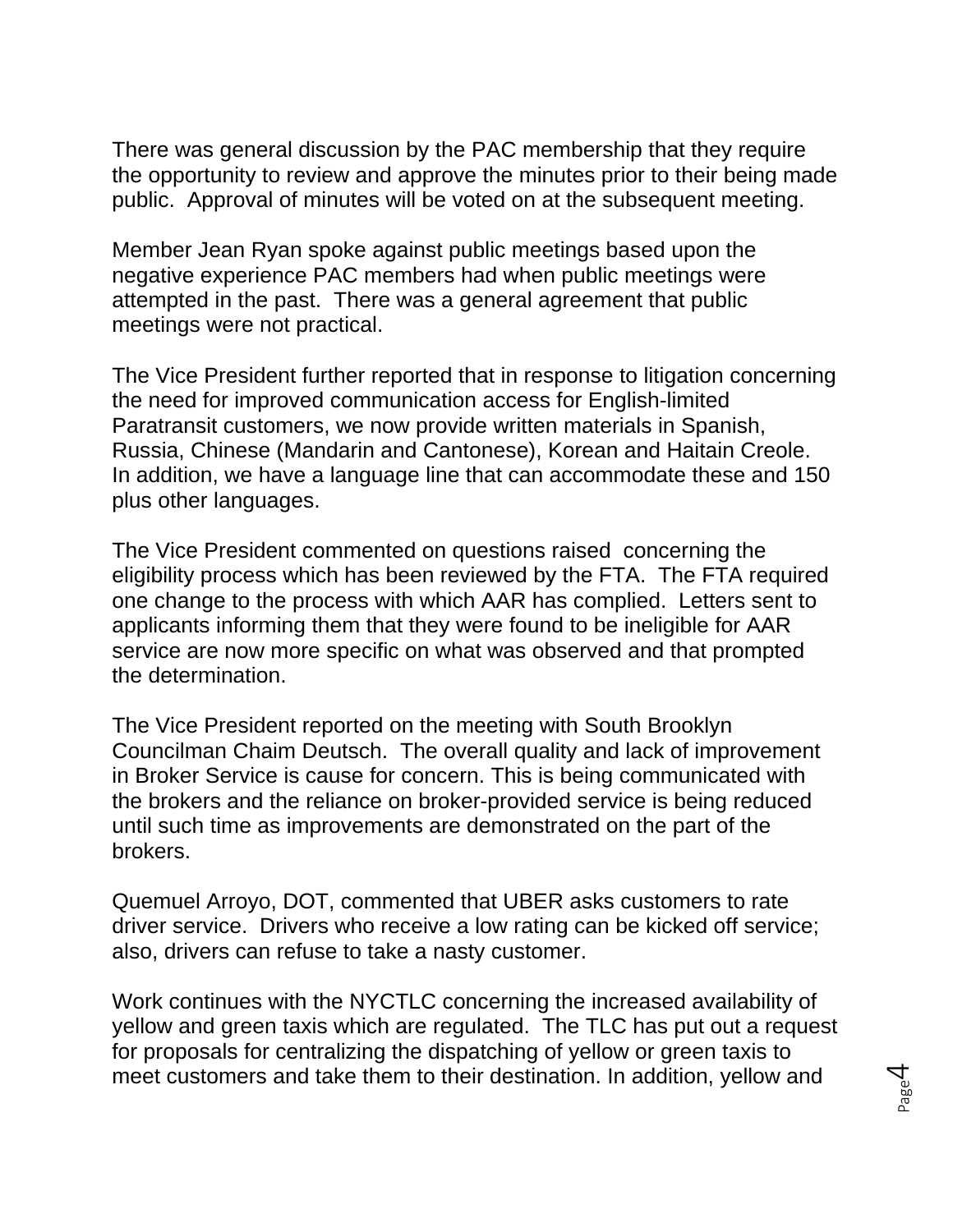There was general discussion by the PAC membership that they require the opportunity to review and approve the minutes prior to their being made public.  Approval of minutes will be voted on at the subsequent meeting.

Member Jean Ryan spoke against public meetings based upon the negative experience PAC members had when public meetings were attempted in the past.  There was a general agreement that public meetings were not practical.

The Vice President further reported that in response to litigation concerning the need for improved communication access for English-limited Paratransit customers, we now provide written materials in Spanish, Russia, Chinese (Mandarin and Cantonese), Korean and Haitain Creole. In addition, we have a language line that can accommodate these and 150 plus other languages.

The Vice President commented on questions raised  concerning the eligibility process which has been reviewed by the FTA.  The FTA required one change to the process with which AAR has complied.  Letters sent to applicants informing them that they were found to be ineligible for AAR service are now more specific on what was observed and that prompted the determination.

The Vice President reported on the meeting with South Brooklyn Councilman Chaim Deutsch.  The overall quality and lack of improvement in Broker Service is cause for concern. This is being communicated with the brokers and the reliance on broker-provided service is being reduced until such time as improvements are demonstrated on the part of the brokers.

Quemuel Arroyo, DOT, commented that UBER asks customers to rate driver service.  Drivers who receive a low rating can be kicked off service; also, drivers can refuse to take a nasty customer.

Work continues with the NYCTLC concerning the increased availability of yellow and green taxis which are regulated.  The TLC has put out a request for proposals for centralizing the dispatching of yellow or green taxis to meet customers and take them to their destination. In addition, yellow and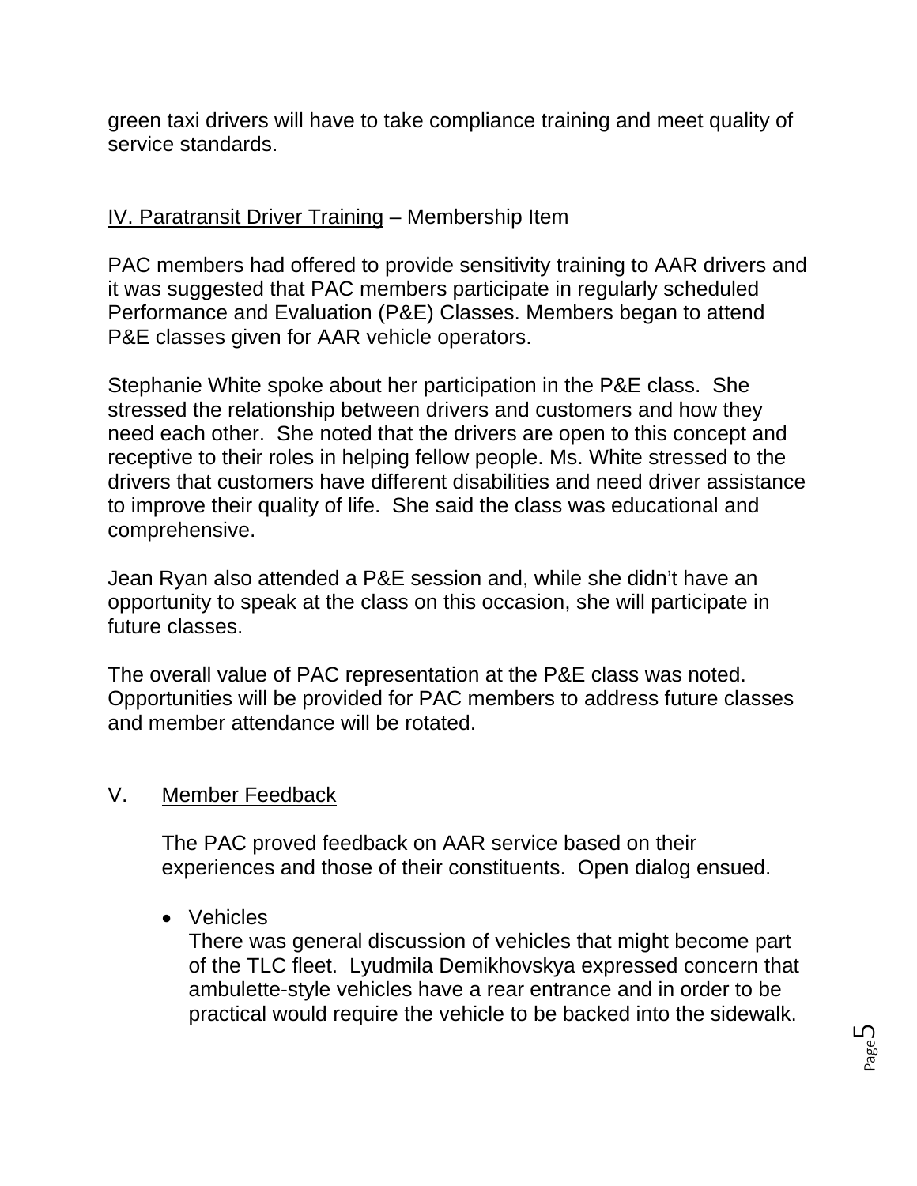green taxi drivers will have to take compliance training and meet quality of service standards.

## IV. Paratransit Driver Training – Membership Item

PAC members had offered to provide sensitivity training to AAR drivers and it was suggested that PAC members participate in regularly scheduled Performance and Evaluation (P&E) Classes. Members began to attend P&E classes given for AAR vehicle operators.

Stephanie White spoke about her participation in the P&E class. She stressed the relationship between drivers and customers and how they need each other. She noted that the drivers are open to this concept and receptive to their roles in helping fellow people. Ms. White stressed to the drivers that customers have different disabilities and need driver assistance to improve their quality of life. She said the class was educational and comprehensive.

Jean Ryan also attended a P&E session and, while she didn't have an opportunity to speak at the class on this occasion, she will participate in future classes.

The overall value of PAC representation at the P&E class was noted. Opportunities will be provided for PAC members to address future classes and member attendance will be rotated.

## V. Member Feedback

The PAC proved feedback on AAR service based on their experiences and those of their constituents. Open dialog ensued.

- Vehicles
  There was general discussion of vehicles that might become part of the TLC fleet. Lyudmila Demikhovskya expressed concern that ambulette-style vehicles have a rear entrance and in order to be practical would require the vehicle to be backed into the sidewalk.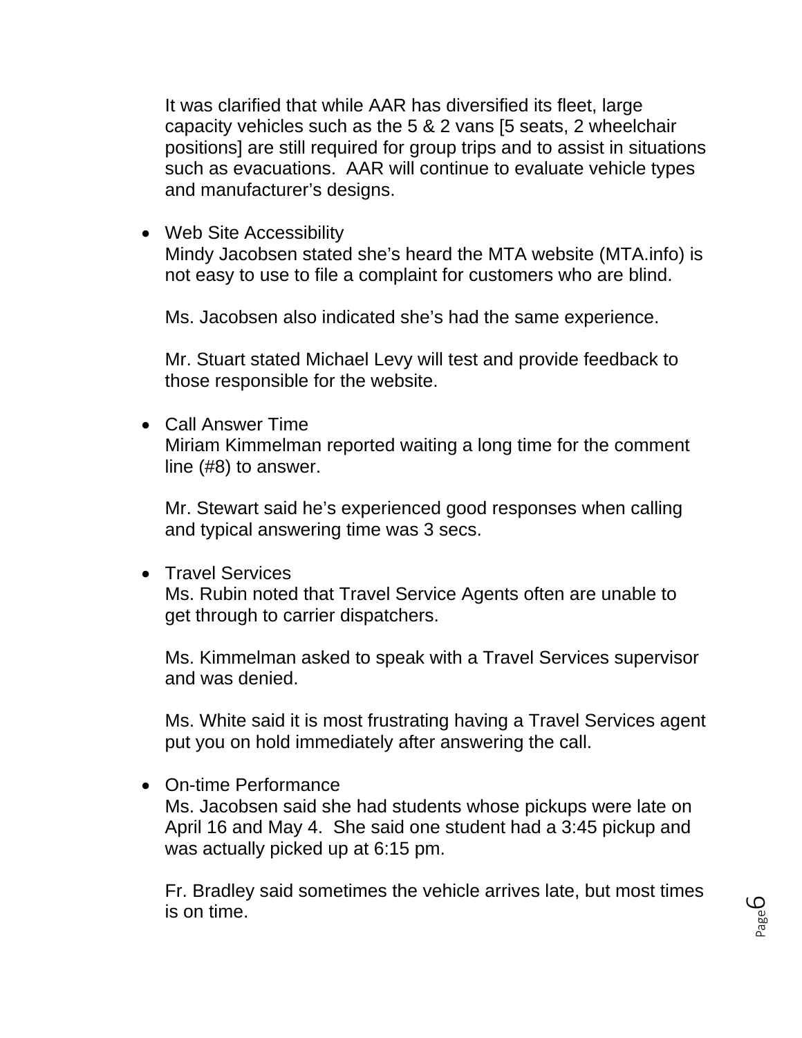It was clarified that while AAR has diversified its fleet, large capacity vehicles such as the 5 & 2 vans [5 seats, 2 wheelchair positions] are still required for group trips and to assist in situations such as evacuations. AAR will continue to evaluate vehicle types and manufacturer's designs.

- Web Site Accessibility
  Mindy Jacobsen stated she's heard the MTA website (MTA.info) is not easy to use to file a complaint for customers who are blind.

  Ms. Jacobsen also indicated she's had the same experience.

  Mr. Stuart stated Michael Levy will test and provide feedback to those responsible for the website.

- Call Answer Time
  Miriam Kimmelman reported waiting a long time for the comment line (#8) to answer.

  Mr. Stewart said he's experienced good responses when calling and typical answering time was 3 secs.

- Travel Services
  Ms. Rubin noted that Travel Service Agents often are unable to get through to carrier dispatchers.

  Ms. Kimmelman asked to speak with a Travel Services supervisor and was denied.

  Ms. White said it is most frustrating having a Travel Services agent put you on hold immediately after answering the call.

- On-time Performance
  Ms. Jacobsen said she had students whose pickups were late on April 16 and May 4. She said one student had a 3:45 pickup and was actually picked up at 6:15 pm.

  Fr. Bradley said sometimes the vehicle arrives late, but most times is on time.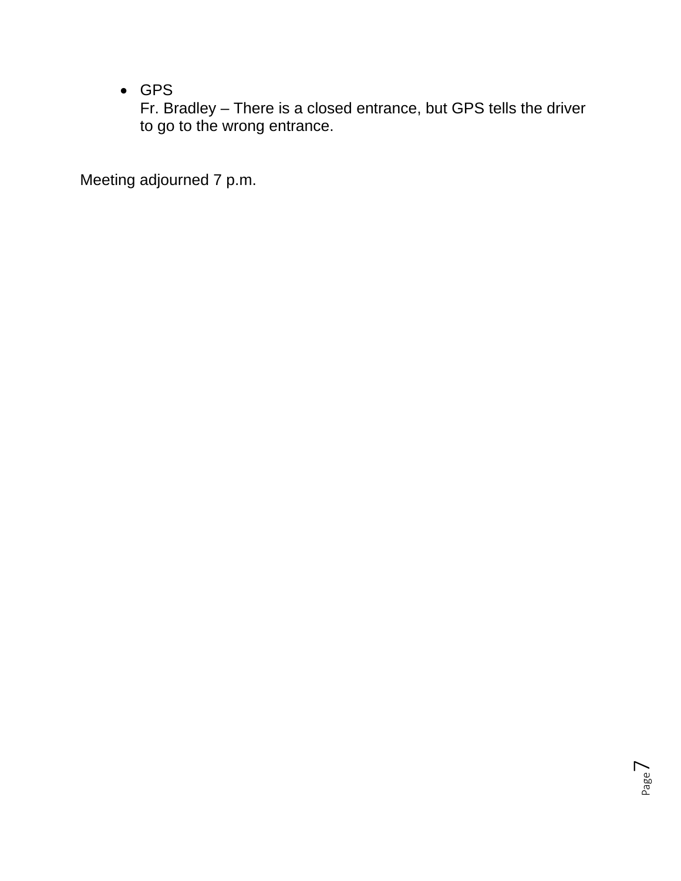- GPS
  Fr. Bradley – There is a closed entrance, but GPS tells the driver to go to the wrong entrance.

Meeting adjourned 7 p.m.